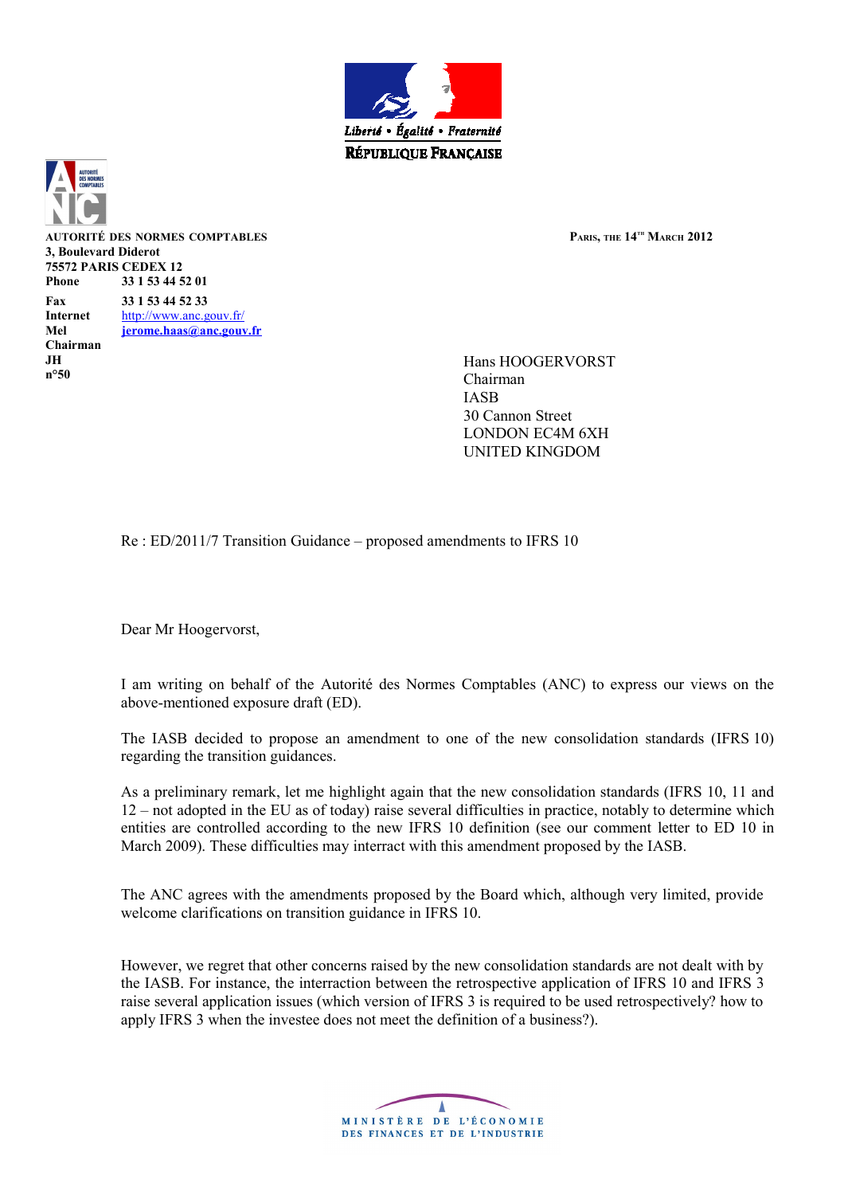Liberté • Égalité • Fraternité
RÉPUBLIQUE FRANÇAISE

**AUTORITÉ DES NORMES COMPTABLES**
**3, Boulevard Diderot**
**75572 PARIS CEDEX 12**

| | |
|---|---|
| **Phone** | **33 1 53 44 52 01** |
| **Fax** | **33 1 53 44 52 33** |
| **Internet** | http://www.anc.gouv.fr/ |
| **Mel** | **jerome.haas@anc.gouv.fr** |
| **Chairman** | |
| **JH** | |
| **n°50** | |

**PARIS, THE 14TH MARCH 2012**

Hans HOOGERVORST
Chairman
IASB
30 Cannon Street
LONDON EC4M 6XH
UNITED KINGDOM

Re : ED/2011/7 Transition Guidance – proposed amendments to IFRS 10

Dear Mr Hoogervorst,

I am writing on behalf of the Autorité des Normes Comptables (ANC) to express our views on the above-mentioned exposure draft (ED).

The IASB decided to propose an amendment to one of the new consolidation standards (IFRS 10) regarding the transition guidances.

As a preliminary remark, let me highlight again that the new consolidation standards (IFRS 10, 11 and 12 – not adopted in the EU as of today) raise several difficulties in practice, notably to determine which entities are controlled according to the new IFRS 10 definition (see our comment letter to ED 10 in March 2009). These difficulties may interract with this amendment proposed by the IASB.

The ANC agrees with the amendments proposed by the Board which, although very limited, provide welcome clarifications on transition guidance in IFRS 10.

However, we regret that other concerns raised by the new consolidation standards are not dealt with by the IASB. For instance, the interraction between the retrospective application of IFRS 10 and IFRS 3 raise several application issues (which version of IFRS 3 is required to be used retrospectively? how to apply IFRS 3 when the investee does not meet the definition of a business?).

MINISTÈRE DE L'ÉCONOMIE
DES FINANCES ET DE L'INDUSTRIE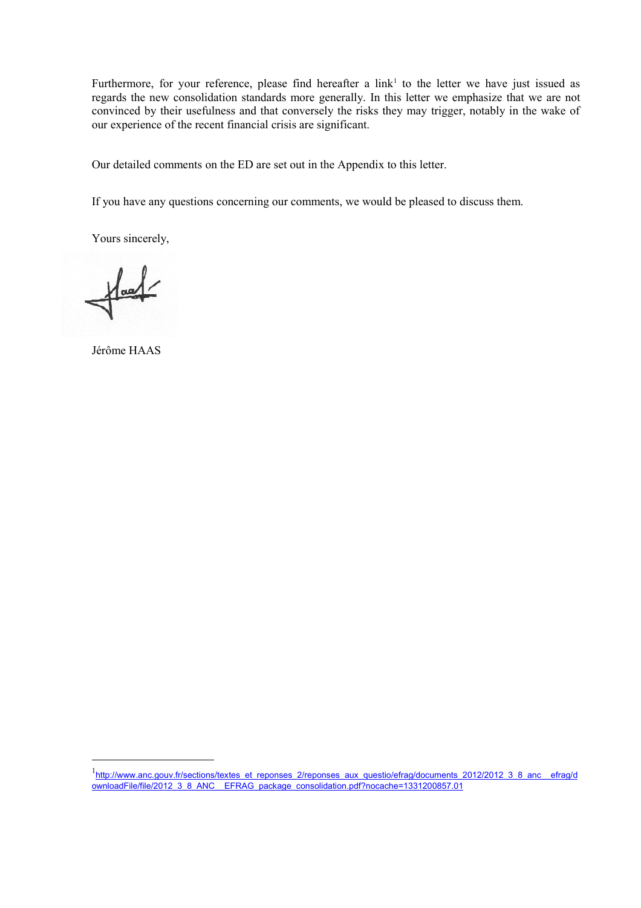Furthermore, for your reference, please find hereafter a link[1] to the letter we have just issued as regards the new consolidation standards more generally. In this letter we emphasize that we are not convinced by their usefulness and that conversely the risks they may trigger, notably in the wake of our experience of the recent financial crisis are significant.

Our detailed comments on the ED are set out in the Appendix to this letter.

If you have any questions concerning our comments, we would be pleased to discuss them.

Yours sincerely,

Jérôme HAAS

[1] http://www.anc.gouv.fr/sections/textes_et_reponses_2/reponses_aux_questio/efrag/documents_2012/2012_3_8_anc__efrag/downloadFile/file/2012_3_8_ANC__EFRAG_package_consolidation.pdf?nocache=1331200857.01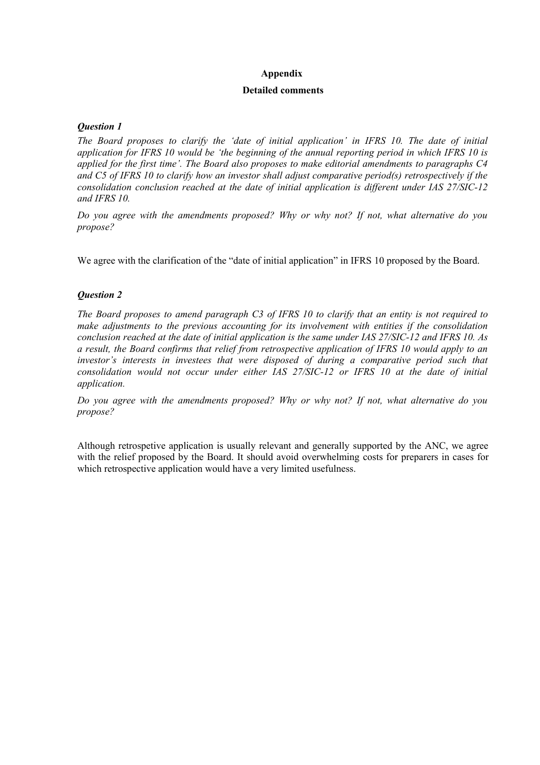**Appendix**

**Detailed comments**

***Question 1***

*The Board proposes to clarify the 'date of initial application' in IFRS 10. The date of initial application for IFRS 10 would be 'the beginning of the annual reporting period in which IFRS 10 is applied for the first time'. The Board also proposes to make editorial amendments to paragraphs C4 and C5 of IFRS 10 to clarify how an investor shall adjust comparative period(s) retrospectively if the consolidation conclusion reached at the date of initial application is different under IAS 27/SIC-12 and IFRS 10.*

*Do you agree with the amendments proposed? Why or why not? If not, what alternative do you propose?*

We agree with the clarification of the "date of initial application" in IFRS 10 proposed by the Board.

***Question 2***

*The Board proposes to amend paragraph C3 of IFRS 10 to clarify that an entity is not required to make adjustments to the previous accounting for its involvement with entities if the consolidation conclusion reached at the date of initial application is the same under IAS 27/SIC-12 and IFRS 10. As a result, the Board confirms that relief from retrospective application of IFRS 10 would apply to an investor's interests in investees that were disposed of during a comparative period such that consolidation would not occur under either IAS 27/SIC-12 or IFRS 10 at the date of initial application.*

*Do you agree with the amendments proposed? Why or why not? If not, what alternative do you propose?*

Although retrospetive application is usually relevant and generally supported by the ANC, we agree with the relief proposed by the Board. It should avoid overwhelming costs for preparers in cases for which retrospective application would have a very limited usefulness.